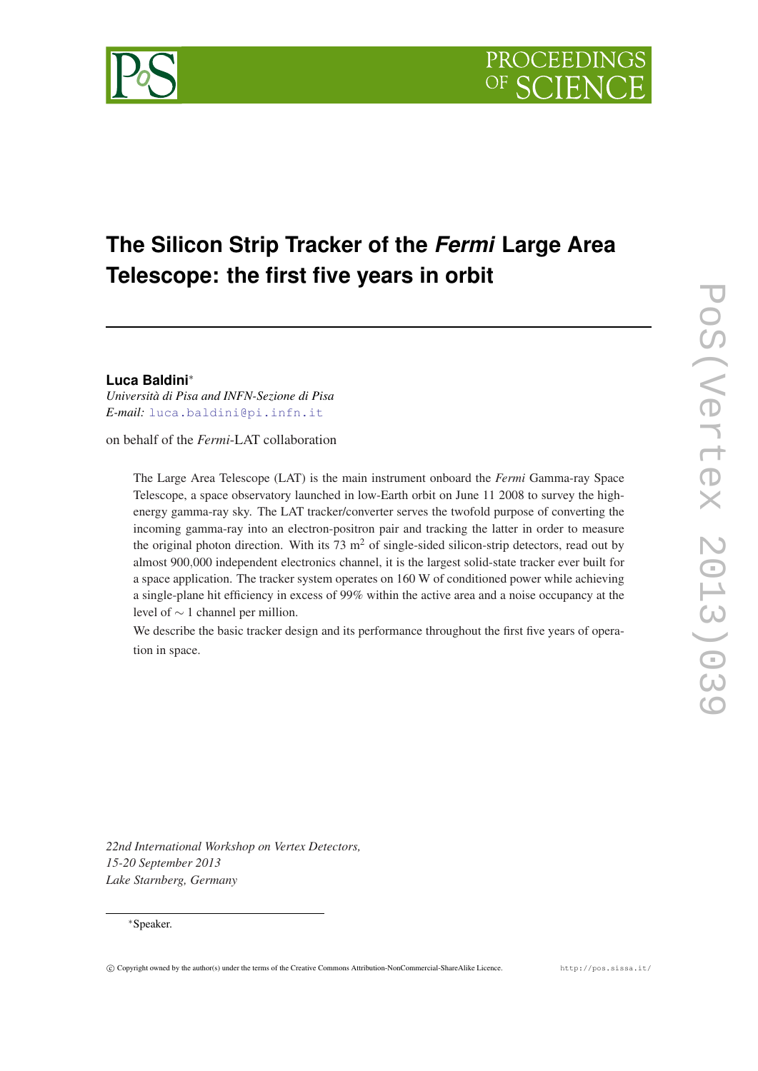# The Silicon Strip Tracker of the *Fermi* Large Area Telescope: the first five years in orbit

**Luca Baldini***

*Università di Pisa and INFN-Sezione di Pisa*

*E-mail:* luca.baldini@pi.infn.it

on behalf of the *Fermi*-LAT collaboration

The Large Area Telescope (LAT) is the main instrument onboard the *Fermi* Gamma-ray Space Telescope, a space observatory launched in low-Earth orbit on June 11 2008 to survey the high-energy gamma-ray sky. The LAT tracker/converter serves the twofold purpose of converting the incoming gamma-ray into an electron-positron pair and tracking the latter in order to measure the original photon direction. With its 73 $m^2$ of single-sided silicon-strip detectors, read out by almost 900,000 independent electronics channel, it is the largest solid-state tracker ever built for a space application. The tracker system operates on 160 W of conditioned power while achieving a single-plane hit efficiency in excess of 99% within the active area and a noise occupancy at the level of $\sim 1$ channel per million.

We describe the basic tracker design and its performance throughout the first five years of operation in space.

*22nd International Workshop on Vertex Detectors,*
*15-20 September 2013*
*Lake Starnberg, Germany*

*Speaker.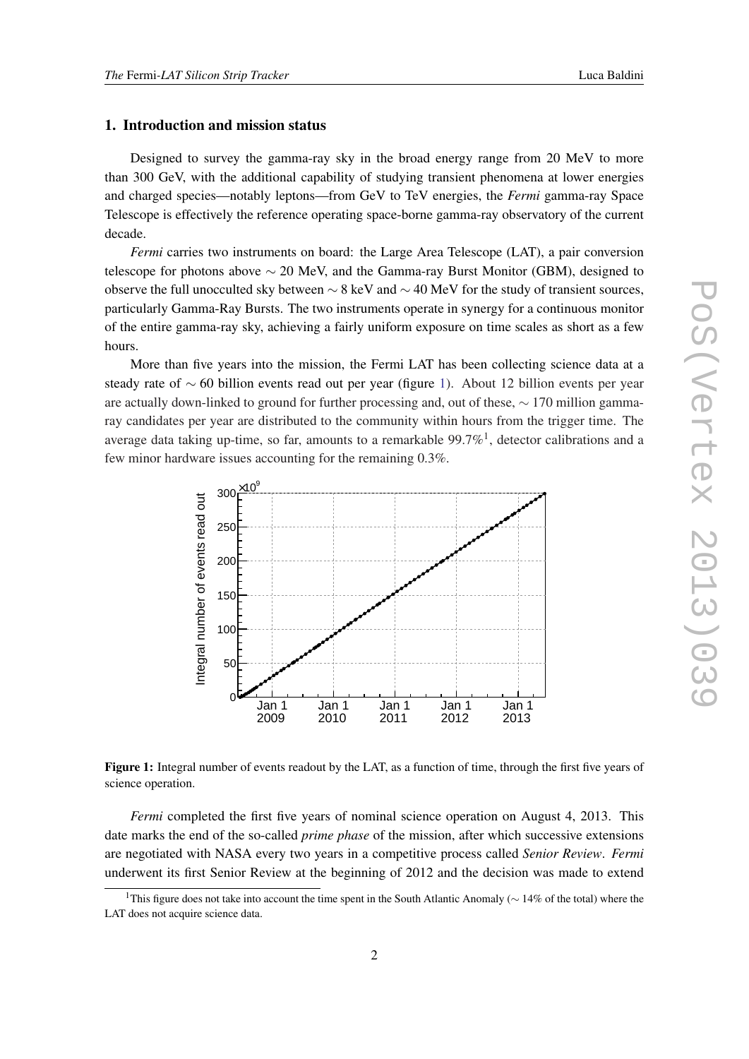## 1. Introduction and mission status

Designed to survey the gamma-ray sky in the broad energy range from 20 MeV to more than 300 GeV, with the additional capability of studying transient phenomena at lower energies and charged species—notably leptons—from GeV to TeV energies, the *Fermi* gamma-ray Space Telescope is effectively the reference operating space-borne gamma-ray observatory of the current decade.

*Fermi* carries two instruments on board: the Large Area Telescope (LAT), a pair conversion telescope for photons above $\sim 20$ MeV, and the Gamma-ray Burst Monitor (GBM), designed to observe the full unocculted sky between $\sim 8$ keV and $\sim 40$ MeV for the study of transient sources, particularly Gamma-Ray Bursts. The two instruments operate in synergy for a continuous monitor of the entire gamma-ray sky, achieving a fairly uniform exposure on time scales as short as a few hours.

More than five years into the mission, the Fermi LAT has been collecting science data at a steady rate of $\sim 60$ billion events read out per year (figure 1). About 12 billion events per year are actually down-linked to ground for further processing and, out of these, $\sim 170$ million gamma-ray candidates per year are distributed to the community within hours from the trigger time. The average data taking up-time, so far, amounts to a remarkable 99.7%[1], detector calibrations and a few minor hardware issues accounting for the remaining 0.3%.

**Figure 1:** Integral number of events readout by the LAT, as a function of time, through the first five years of science operation.

*Fermi* completed the first five years of nominal science operation on August 4, 2013. This date marks the end of the so-called *prime phase* of the mission, after which successive extensions are negotiated with NASA every two years in a competitive process called *Senior Review*. *Fermi* underwent its first Senior Review at the beginning of 2012 and the decision was made to extend

[1] This figure does not take into account the time spent in the South Atlantic Anomaly ($\sim 14\%$ of the total) where the LAT does not acquire science data.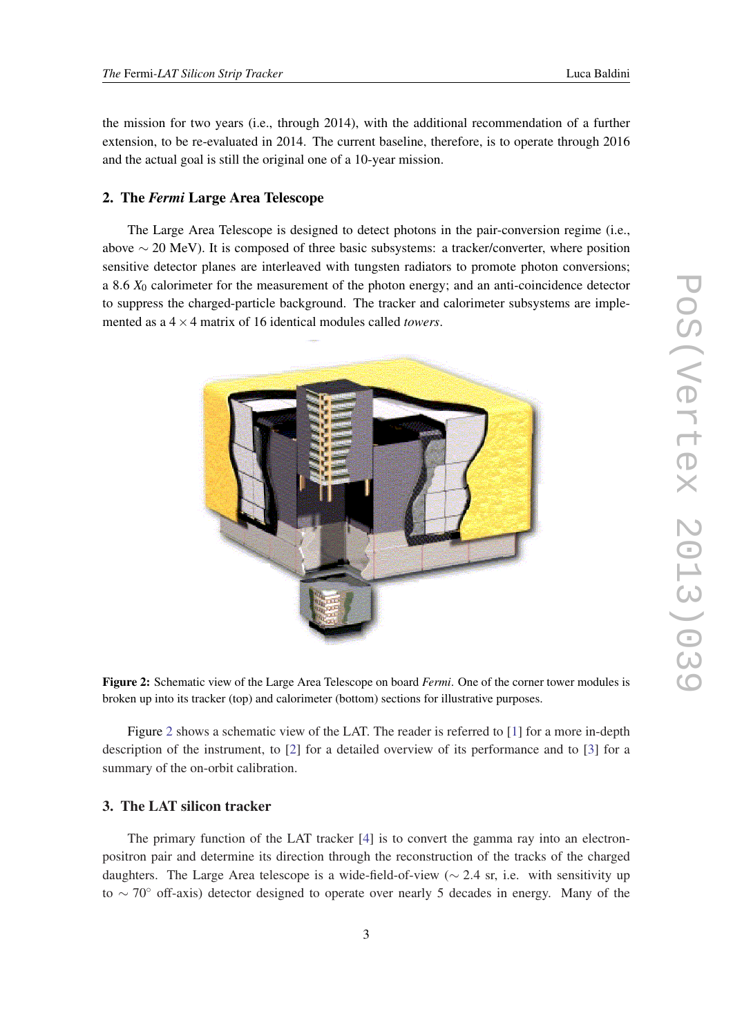the mission for two years (i.e., through 2014), with the additional recommendation of a further extension, to be re-evaluated in 2014. The current baseline, therefore, is to operate through 2016 and the actual goal is still the original one of a 10-year mission.

## 2. The *Fermi* Large Area Telescope

The Large Area Telescope is designed to detect photons in the pair-conversion regime (i.e., above $\sim$ 20 MeV). It is composed of three basic subsystems: a tracker/converter, where position sensitive detector planes are interleaved with tungsten radiators to promote photon conversions; a 8.6 $X_0$ calorimeter for the measurement of the photon energy; and an anti-coincidence detector to suppress the charged-particle background. The tracker and calorimeter subsystems are implemented as a $4 \times 4$ matrix of 16 identical modules called *towers*.

**Figure 2:** Schematic view of the Large Area Telescope on board *Fermi*. One of the corner tower modules is broken up into its tracker (top) and calorimeter (bottom) sections for illustrative purposes.

Figure 2 shows a schematic view of the LAT. The reader is referred to [1] for a more in-depth description of the instrument, to [2] for a detailed overview of its performance and to [3] for a summary of the on-orbit calibration.

## 3. The LAT silicon tracker

The primary function of the LAT tracker [4] is to convert the gamma ray into an electron-positron pair and determine its direction through the reconstruction of the tracks of the charged daughters. The Large Area telescope is a wide-field-of-view ($\sim$ 2.4 sr, i.e. with sensitivity up to $\sim 70^\circ$ off-axis) detector designed to operate over nearly 5 decades in energy. Many of the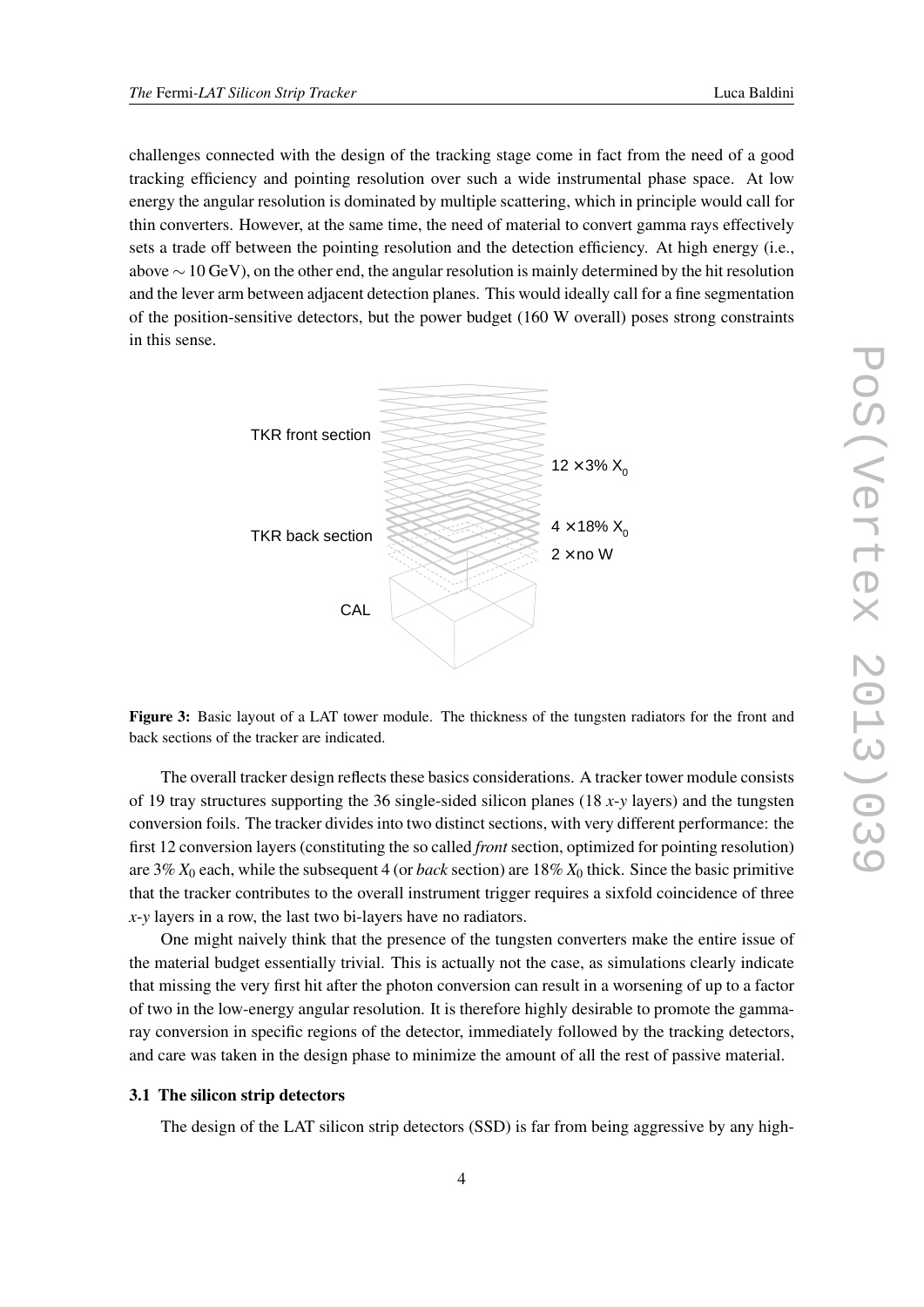challenges connected with the design of the tracking stage come in fact from the need of a good tracking efficiency and pointing resolution over such a wide instrumental phase space. At low energy the angular resolution is dominated by multiple scattering, which in principle would call for thin converters. However, at the same time, the need of material to convert gamma rays effectively sets a trade off between the pointing resolution and the detection efficiency. At high energy (i.e., above $\sim 10$ GeV), on the other end, the angular resolution is mainly determined by the hit resolution and the lever arm between adjacent detection planes. This would ideally call for a fine segmentation of the position-sensitive detectors, but the power budget (160 W overall) poses strong constraints in this sense.

**Figure 3:** Basic layout of a LAT tower module. The thickness of the tungsten radiators for the front and back sections of the tracker are indicated.

The overall tracker design reflects these basics considerations. A tracker tower module consists of 19 tray structures supporting the 36 single-sided silicon planes (18 *x*-*y* layers) and the tungsten conversion foils. The tracker divides into two distinct sections, with very different performance: the first 12 conversion layers (constituting the so called *front* section, optimized for pointing resolution) are 3% $X_0$ each, while the subsequent 4 (or *back* section) are 18% $X_0$ thick. Since the basic primitive that the tracker contributes to the overall instrument trigger requires a sixfold coincidence of three *x*-*y* layers in a row, the last two bi-layers have no radiators.

One might naively think that the presence of the tungsten converters make the entire issue of the material budget essentially trivial. This is actually not the case, as simulations clearly indicate that missing the very first hit after the photon conversion can result in a worsening of up to a factor of two in the low-energy angular resolution. It is therefore highly desirable to promote the gamma-ray conversion in specific regions of the detector, immediately followed by the tracking detectors, and care was taken in the design phase to minimize the amount of all the rest of passive material.

### 3.1 The silicon strip detectors

The design of the LAT silicon strip detectors (SSD) is far from being aggressive by any high-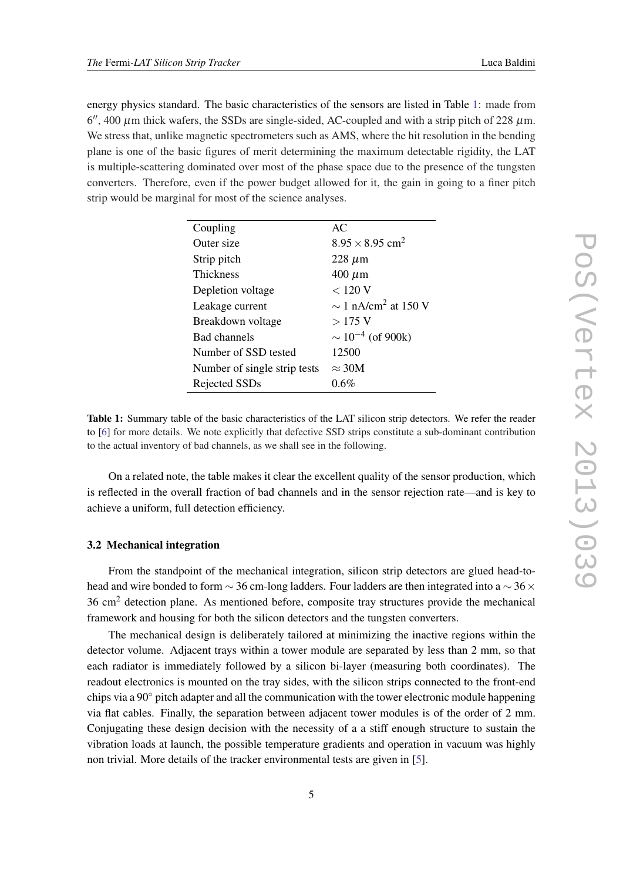energy physics standard. The basic characteristics of the sensors are listed in Table 1: made from $6''$, 400 $\mu$m thick wafers, the SSDs are single-sided, AC-coupled and with a strip pitch of 228 $\mu$m. We stress that, unlike magnetic spectrometers such as AMS, where the hit resolution in the bending plane is one of the basic figures of merit determining the maximum detectable rigidity, the LAT is multiple-scattering dominated over most of the phase space due to the presence of the tungsten converters. Therefore, even if the power budget allowed for it, the gain in going to a finer pitch strip would be marginal for most of the science analyses.

| | |
|---|---|
| Coupling | AC |
| Outer size | $8.95 \times 8.95$ cm$^2$ |
| Strip pitch | 228 $\mu$m |
| Thickness | 400 $\mu$m |
| Depletion voltage | $< 120$ V |
| Leakage current | $\sim 1$ nA/cm$^2$ at 150 V |
| Breakdown voltage | $> 175$ V |
| Bad channels | $\sim 10^{-4}$ (of 900k) |
| Number of SSD tested | 12500 |
| Number of single strip tests | $\approx 30$M |
| Rejected SSDs | 0.6% |

**Table 1:** Summary table of the basic characteristics of the LAT silicon strip detectors. We refer the reader to [6] for more details. We note explicitly that defective SSD strips constitute a sub-dominant contribution to the actual inventory of bad channels, as we shall see in the following.

On a related note, the table makes it clear the excellent quality of the sensor production, which is reflected in the overall fraction of bad channels and in the sensor rejection rate—and is key to achieve a uniform, full detection efficiency.

### 3.2 Mechanical integration

From the standpoint of the mechanical integration, silicon strip detectors are glued head-to-head and wire bonded to form $\sim 36$ cm-long ladders. Four ladders are then integrated into a $\sim 36 \times 36$ cm$^2$ detection plane. As mentioned before, composite tray structures provide the mechanical framework and housing for both the silicon detectors and the tungsten converters.

The mechanical design is deliberately tailored at minimizing the inactive regions within the detector volume. Adjacent trays within a tower module are separated by less than 2 mm, so that each radiator is immediately followed by a silicon bi-layer (measuring both coordinates). The readout electronics is mounted on the tray sides, with the silicon strips connected to the front-end chips via a $90^\circ$ pitch adapter and all the communication with the tower electronic module happening via flat cables. Finally, the separation between adjacent tower modules is of the order of 2 mm. Conjugating these design decision with the necessity of a a stiff enough structure to sustain the vibration loads at launch, the possible temperature gradients and operation in vacuum was highly non trivial. More details of the tracker environmental tests are given in [5].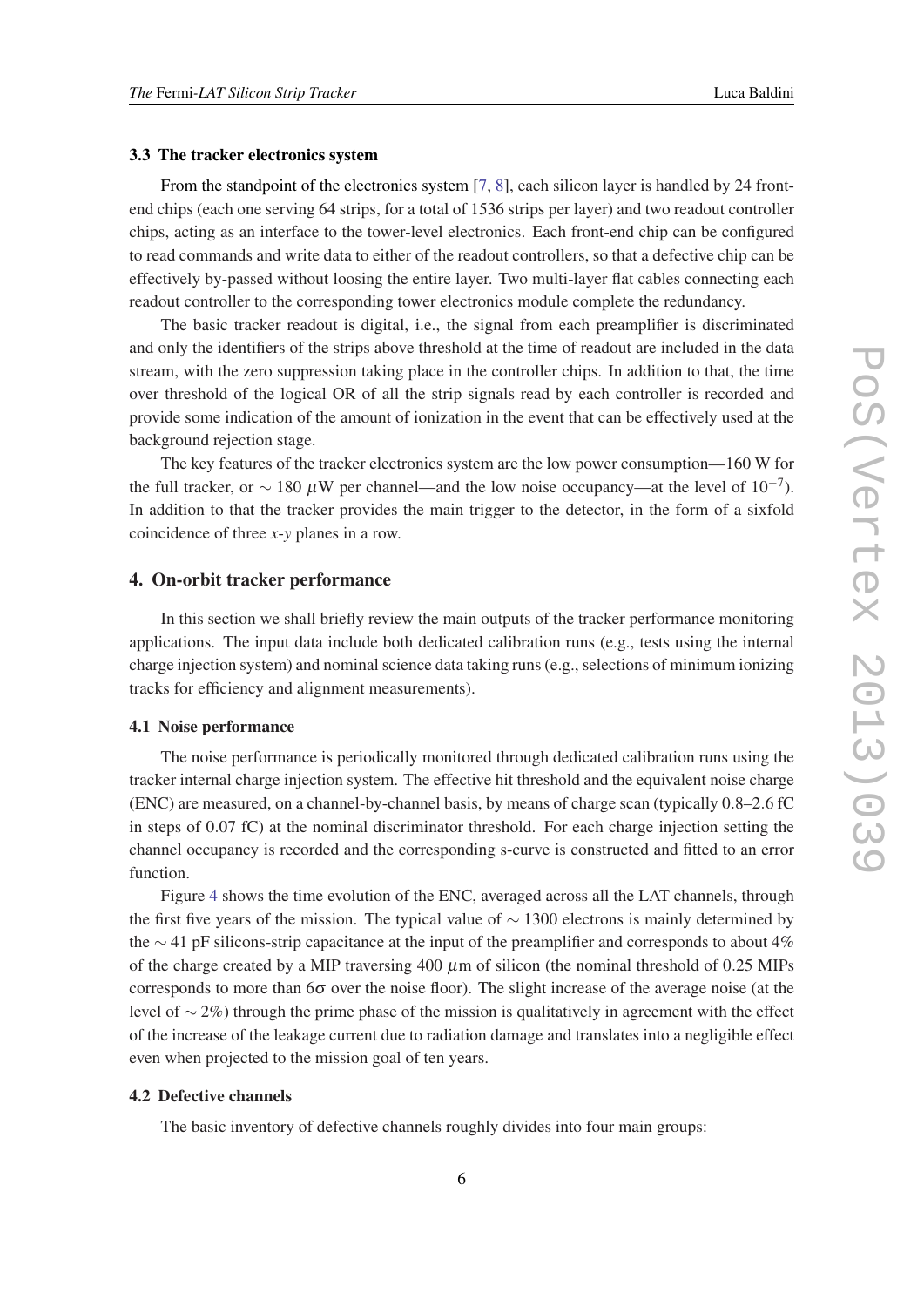### 3.3 The tracker electronics system

From the standpoint of the electronics system [7, 8], each silicon layer is handled by 24 front-end chips (each one serving 64 strips, for a total of 1536 strips per layer) and two readout controller chips, acting as an interface to the tower-level electronics. Each front-end chip can be configured to read commands and write data to either of the readout controllers, so that a defective chip can be effectively by-passed without loosing the entire layer. Two multi-layer flat cables connecting each readout controller to the corresponding tower electronics module complete the redundancy.

The basic tracker readout is digital, i.e., the signal from each preamplifier is discriminated and only the identifiers of the strips above threshold at the time of readout are included in the data stream, with the zero suppression taking place in the controller chips. In addition to that, the time over threshold of the logical OR of all the strip signals read by each controller is recorded and provide some indication of the amount of ionization in the event that can be effectively used at the background rejection stage.

The key features of the tracker electronics system are the low power consumption—160 W for the full tracker, or $\sim 180\ \mu$W per channel—and the low noise occupancy—at the level of $10^{-7}$). In addition to that the tracker provides the main trigger to the detector, in the form of a sixfold coincidence of three *x*-*y* planes in a row.

## 4. On-orbit tracker performance

In this section we shall briefly review the main outputs of the tracker performance monitoring applications. The input data include both dedicated calibration runs (e.g., tests using the internal charge injection system) and nominal science data taking runs (e.g., selections of minimum ionizing tracks for efficiency and alignment measurements).

### 4.1 Noise performance

The noise performance is periodically monitored through dedicated calibration runs using the tracker internal charge injection system. The effective hit threshold and the equivalent noise charge (ENC) are measured, on a channel-by-channel basis, by means of charge scan (typically 0.8–2.6 fC in steps of 0.07 fC) at the nominal discriminator threshold. For each charge injection setting the channel occupancy is recorded and the corresponding s-curve is constructed and fitted to an error function.

Figure 4 shows the time evolution of the ENC, averaged across all the LAT channels, through the first five years of the mission. The typical value of $\sim 1300$ electrons is mainly determined by the $\sim 41$ pF silicons-strip capacitance at the input of the preamplifier and corresponds to about 4% of the charge created by a MIP traversing 400 $\mu$m of silicon (the nominal threshold of 0.25 MIPs corresponds to more than $6\sigma$ over the noise floor). The slight increase of the average noise (at the level of $\sim 2\%$) through the prime phase of the mission is qualitatively in agreement with the effect of the increase of the leakage current due to radiation damage and translates into a negligible effect even when projected to the mission goal of ten years.

### 4.2 Defective channels

The basic inventory of defective channels roughly divides into four main groups: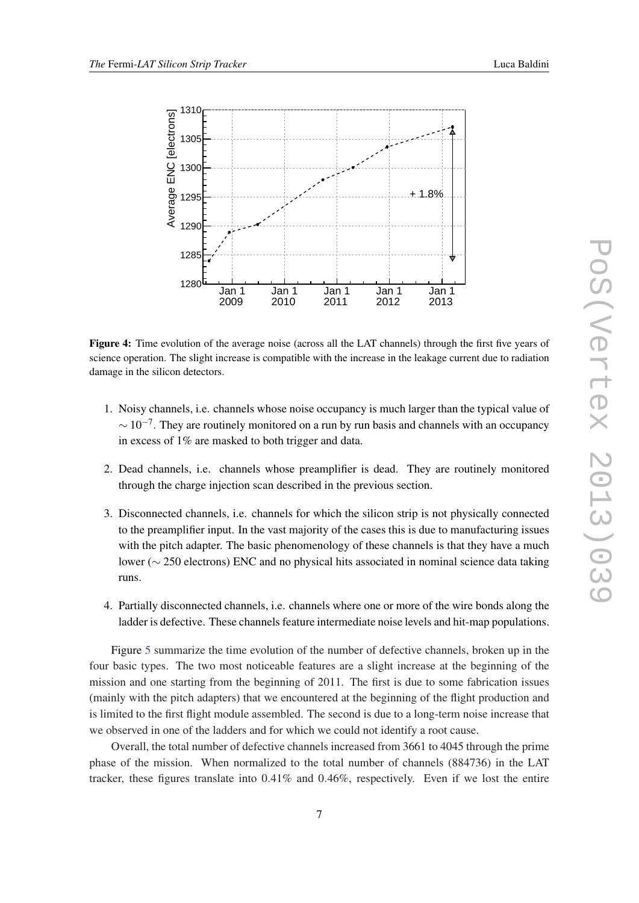**Figure 4:** Time evolution of the average noise (across all the LAT channels) through the first five years of science operation. The slight increase is compatible with the increase in the leakage current due to radiation damage in the silicon detectors.

1. Noisy channels, i.e. channels whose noise occupancy is much larger than the typical value of $\sim 10^{-7}$. They are routinely monitored on a run by run basis and channels with an occupancy in excess of 1% are masked to both trigger and data.

2. Dead channels, i.e. channels whose preamplifier is dead. They are routinely monitored through the charge injection scan described in the previous section.

3. Disconnected channels, i.e. channels for which the silicon strip is not physically connected to the preamplifier input. In the vast majority of the cases this is due to manufacturing issues with the pitch adapter. The basic phenomenology of these channels is that they have a much lower ($\sim 250$ electrons) ENC and no physical hits associated in nominal science data taking runs.

4. Partially disconnected channels, i.e. channels where one or more of the wire bonds along the ladder is defective. These channels feature intermediate noise levels and hit-map populations.

Figure 5 summarize the time evolution of the number of defective channels, broken up in the four basic types. The two most noticeable features are a slight increase at the beginning of the mission and one starting from the beginning of 2011. The first is due to some fabrication issues (mainly with the pitch adapters) that we encountered at the beginning of the flight production and is limited to the first flight module assembled. The second is due to a long-term noise increase that we observed in one of the ladders and for which we could not identify a root cause.

Overall, the total number of defective channels increased from 3661 to 4045 through the prime phase of the mission. When normalized to the total number of channels (884736) in the LAT tracker, these figures translate into 0.41% and 0.46%, respectively. Even if we lost the entire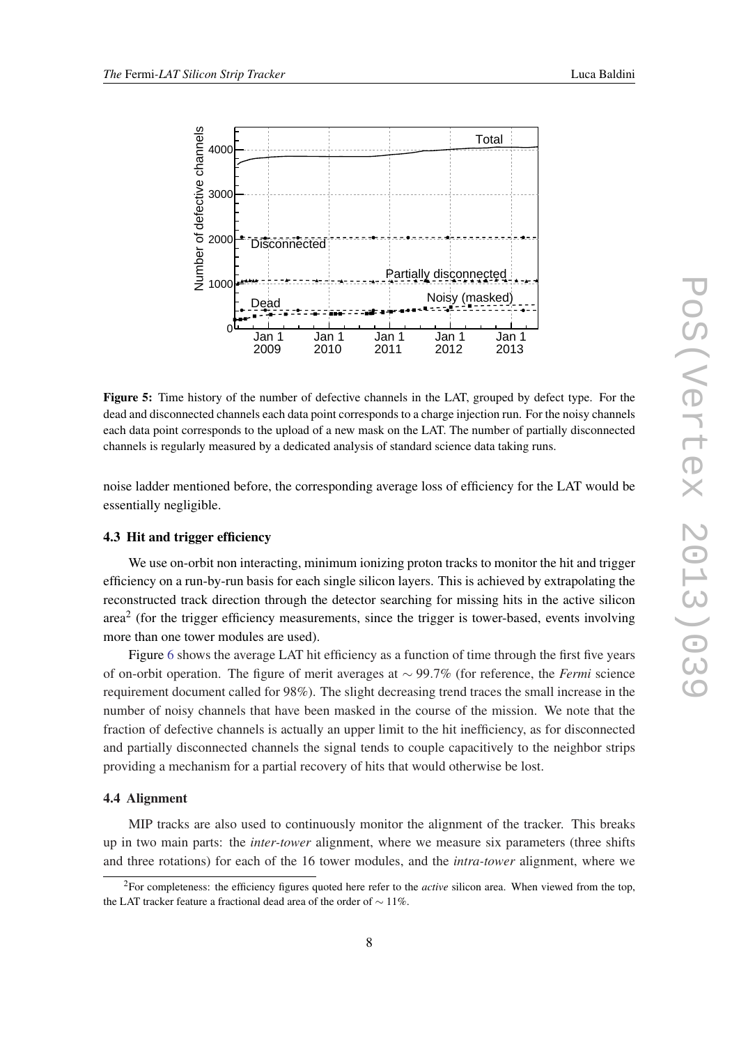**Figure 5:** Time history of the number of defective channels in the LAT, grouped by defect type. For the dead and disconnected channels each data point corresponds to a charge injection run. For the noisy channels each data point corresponds to the upload of a new mask on the LAT. The number of partially disconnected channels is regularly measured by a dedicated analysis of standard science data taking runs.

noise ladder mentioned before, the corresponding average loss of efficiency for the LAT would be essentially negligible.

### 4.3 Hit and trigger efficiency

We use on-orbit non interacting, minimum ionizing proton tracks to monitor the hit and trigger efficiency on a run-by-run basis for each single silicon layers. This is achieved by extrapolating the reconstructed track direction through the detector searching for missing hits in the active silicon area[2] (for the trigger efficiency measurements, since the trigger is tower-based, events involving more than one tower modules are used).

Figure 6 shows the average LAT hit efficiency as a function of time through the first five years of on-orbit operation. The figure of merit averages at $\sim 99.7\%$ (for reference, the *Fermi* science requirement document called for 98%). The slight decreasing trend traces the small increase in the number of noisy channels that have been masked in the course of the mission. We note that the fraction of defective channels is actually an upper limit to the hit inefficiency, as for disconnected and partially disconnected channels the signal tends to couple capacitively to the neighbor strips providing a mechanism for a partial recovery of hits that would otherwise be lost.

### 4.4 Alignment

MIP tracks are also used to continuously monitor the alignment of the tracker. This breaks up in two main parts: the *inter-tower* alignment, where we measure six parameters (three shifts and three rotations) for each of the 16 tower modules, and the *intra-tower* alignment, where we

[2] For completeness: the efficiency figures quoted here refer to the *active* silicon area. When viewed from the top, the LAT tracker feature a fractional dead area of the order of $\sim 11\%$.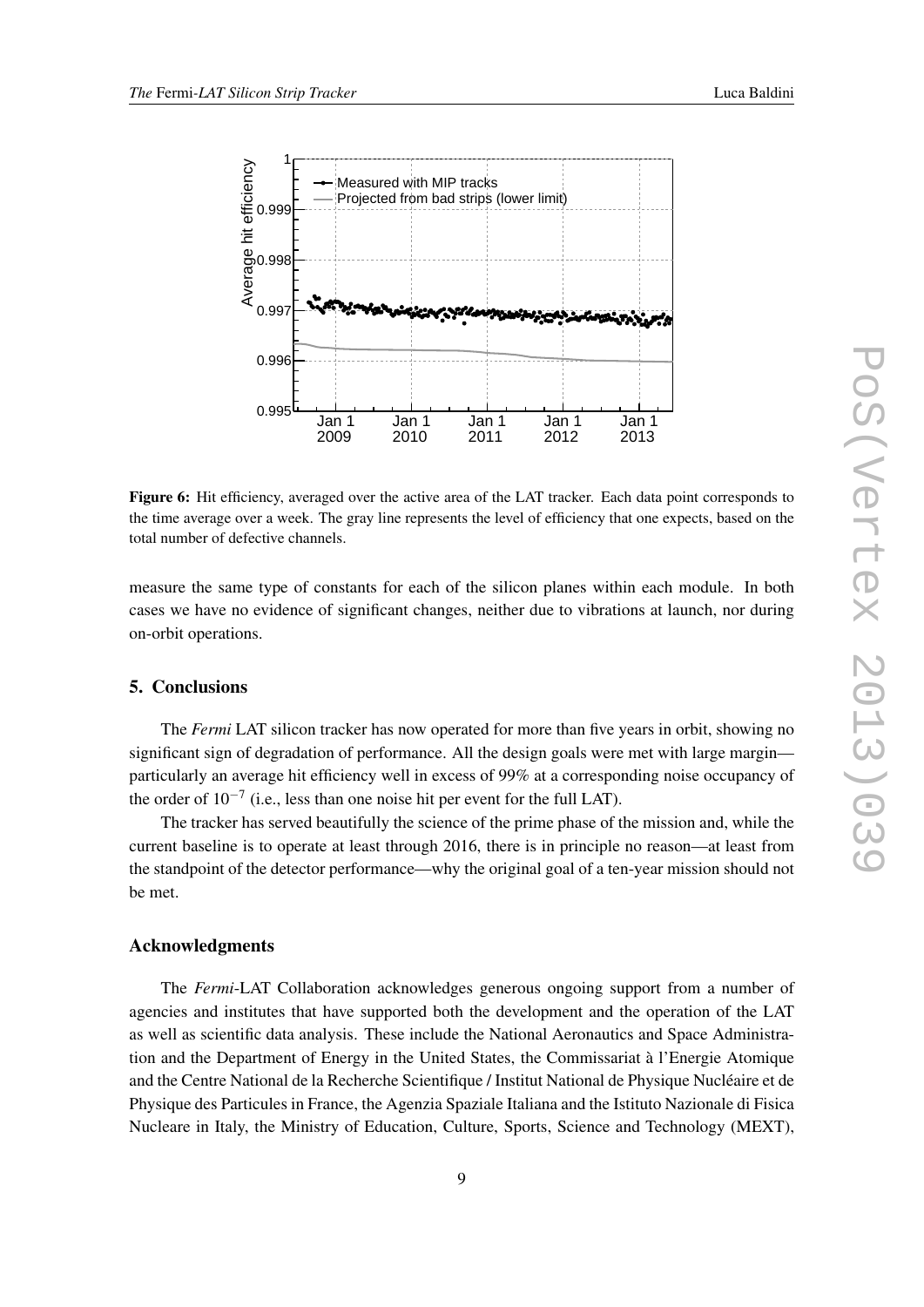**Figure 6:** Hit efficiency, averaged over the active area of the LAT tracker. Each data point corresponds to the time average over a week. The gray line represents the level of efficiency that one expects, based on the total number of defective channels.

measure the same type of constants for each of the silicon planes within each module. In both cases we have no evidence of significant changes, neither due to vibrations at launch, nor during on-orbit operations.

## 5. Conclusions

The *Fermi* LAT silicon tracker has now operated for more than five years in orbit, showing no significant sign of degradation of performance. All the design goals were met with large margin—particularly an average hit efficiency well in excess of 99% at a corresponding noise occupancy of the order of $10^{-7}$ (i.e., less than one noise hit per event for the full LAT).

The tracker has served beautifully the science of the prime phase of the mission and, while the current baseline is to operate at least through 2016, there is in principle no reason—at least from the standpoint of the detector performance—why the original goal of a ten-year mission should not be met.

## Acknowledgments

The *Fermi*-LAT Collaboration acknowledges generous ongoing support from a number of agencies and institutes that have supported both the development and the operation of the LAT as well as scientific data analysis. These include the National Aeronautics and Space Administration and the Department of Energy in the United States, the Commissariat à l'Energie Atomique and the Centre National de la Recherche Scientifique / Institut National de Physique Nucléaire et de Physique des Particules in France, the Agenzia Spaziale Italiana and the Istituto Nazionale di Fisica Nucleare in Italy, the Ministry of Education, Culture, Sports, Science and Technology (MEXT),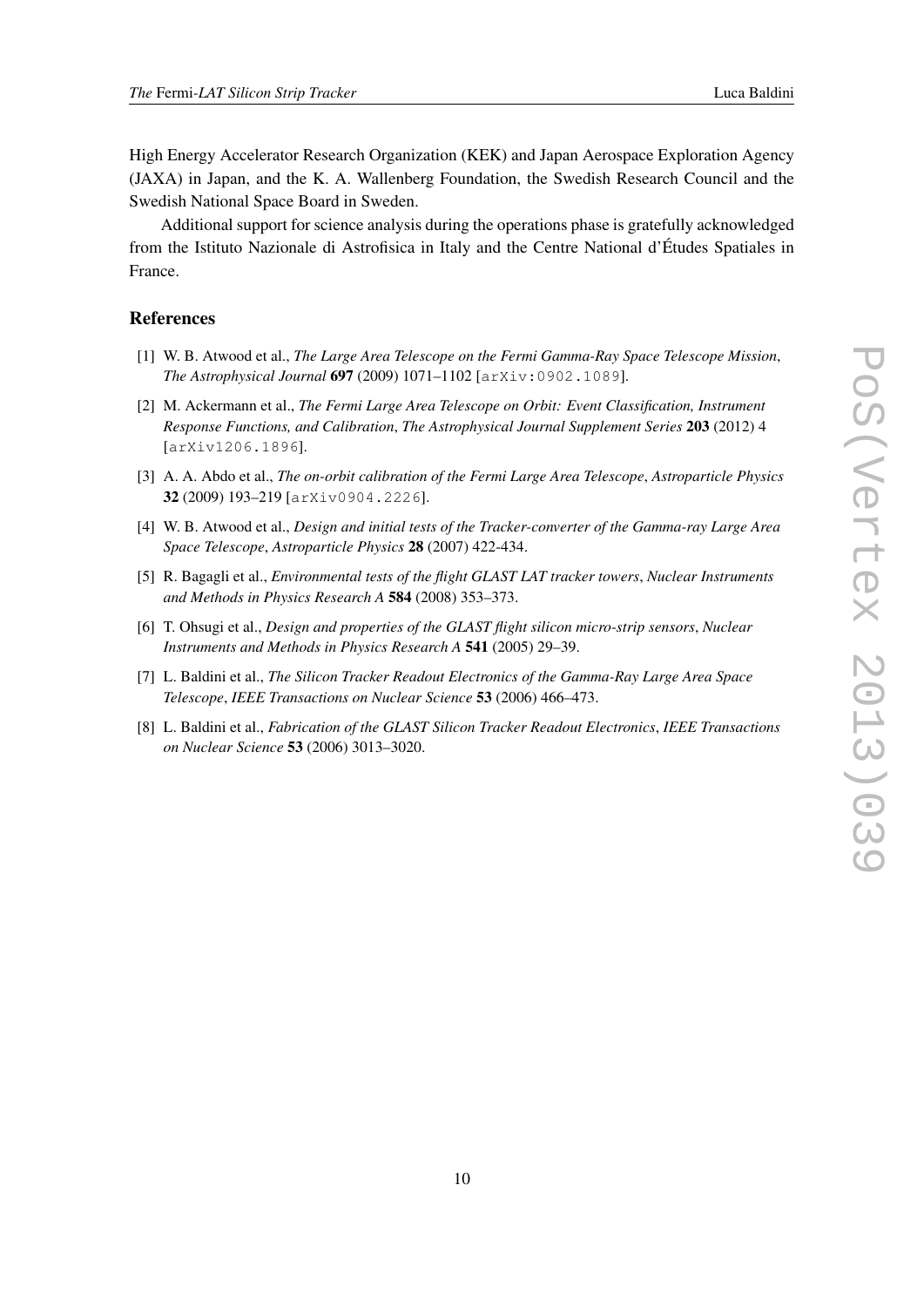High Energy Accelerator Research Organization (KEK) and Japan Aerospace Exploration Agency (JAXA) in Japan, and the K. A. Wallenberg Foundation, the Swedish Research Council and the Swedish National Space Board in Sweden.

Additional support for science analysis during the operations phase is gratefully acknowledged from the Istituto Nazionale di Astrofisica in Italy and the Centre National d'Études Spatiales in France.

## References

[1] W. B. Atwood et al., *The Large Area Telescope on the Fermi Gamma-Ray Space Telescope Mission*, *The Astrophysical Journal* **697** (2009) 1071–1102 [arXiv:0902.1089].

[2] M. Ackermann et al., *The Fermi Large Area Telescope on Orbit: Event Classification, Instrument Response Functions, and Calibration*, *The Astrophysical Journal Supplement Series* **203** (2012) 4 [arXiv1206.1896].

[3] A. A. Abdo et al., *The on-orbit calibration of the Fermi Large Area Telescope*, *Astroparticle Physics* **32** (2009) 193–219 [arXiv0904.2226].

[4] W. B. Atwood et al., *Design and initial tests of the Tracker-converter of the Gamma-ray Large Area Space Telescope*, *Astroparticle Physics* **28** (2007) 422-434.

[5] R. Bagagli et al., *Environmental tests of the flight GLAST LAT tracker towers*, *Nuclear Instruments and Methods in Physics Research A* **584** (2008) 353–373.

[6] T. Ohsugi et al., *Design and properties of the GLAST flight silicon micro-strip sensors*, *Nuclear Instruments and Methods in Physics Research A* **541** (2005) 29–39.

[7] L. Baldini et al., *The Silicon Tracker Readout Electronics of the Gamma-Ray Large Area Space Telescope*, *IEEE Transactions on Nuclear Science* **53** (2006) 466–473.

[8] L. Baldini et al., *Fabrication of the GLAST Silicon Tracker Readout Electronics*, *IEEE Transactions on Nuclear Science* **53** (2006) 3013–3020.